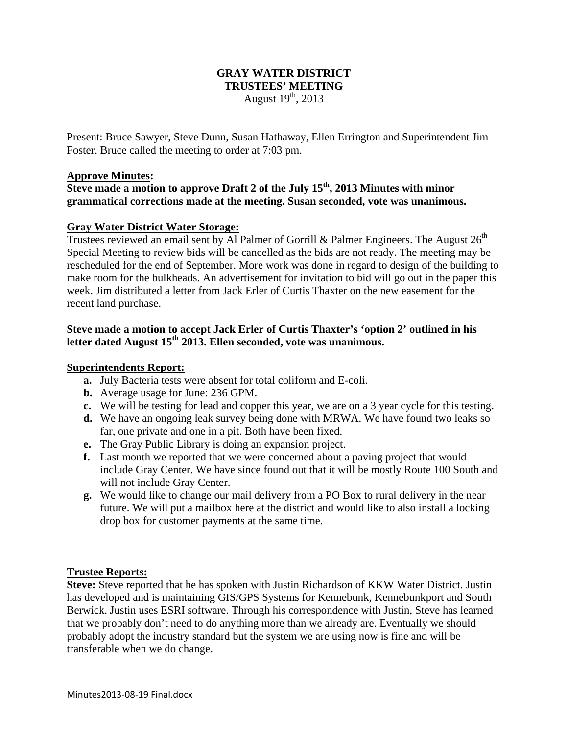# GRAY WATER DISTRICT
## TRUSTEES' MEETING
August 19th, 2013

Present: Bruce Sawyer, Steve Dunn, Susan Hathaway, Ellen Errington and Superintendent Jim Foster. Bruce called the meeting to order at 7:03 pm.

### Approve Minutes:

**Steve made a motion to approve Draft 2 of the July 15th, 2013 Minutes with minor grammatical corrections made at the meeting. Susan seconded, vote was unanimous.**

### Gray Water District Water Storage:

Trustees reviewed an email sent by Al Palmer of Gorrill & Palmer Engineers. The August 26th Special Meeting to review bids will be cancelled as the bids are not ready. The meeting may be rescheduled for the end of September. More work was done in regard to design of the building to make room for the bulkheads. An advertisement for invitation to bid will go out in the paper this week. Jim distributed a letter from Jack Erler of Curtis Thaxter on the new easement for the recent land purchase.

**Steve made a motion to accept Jack Erler of Curtis Thaxter's 'option 2' outlined in his letter dated August 15th 2013. Ellen seconded, vote was unanimous.**

### Superintendents Report:

- **a.** July Bacteria tests were absent for total coliform and E-coli.
- **b.** Average usage for June: 236 GPM.
- **c.** We will be testing for lead and copper this year, we are on a 3 year cycle for this testing.
- **d.** We have an ongoing leak survey being done with MRWA. We have found two leaks so far, one private and one in a pit. Both have been fixed.
- **e.** The Gray Public Library is doing an expansion project.
- **f.** Last month we reported that we were concerned about a paving project that would include Gray Center. We have since found out that it will be mostly Route 100 South and will not include Gray Center.
- **g.** We would like to change our mail delivery from a PO Box to rural delivery in the near future. We will put a mailbox here at the district and would like to also install a locking drop box for customer payments at the same time.

### Trustee Reports:

**Steve:** Steve reported that he has spoken with Justin Richardson of KKW Water District. Justin has developed and is maintaining GIS/GPS Systems for Kennebunk, Kennebunkport and South Berwick. Justin uses ESRI software. Through his correspondence with Justin, Steve has learned that we probably don't need to do anything more than we already are. Eventually we should probably adopt the industry standard but the system we are using now is fine and will be transferable when we do change.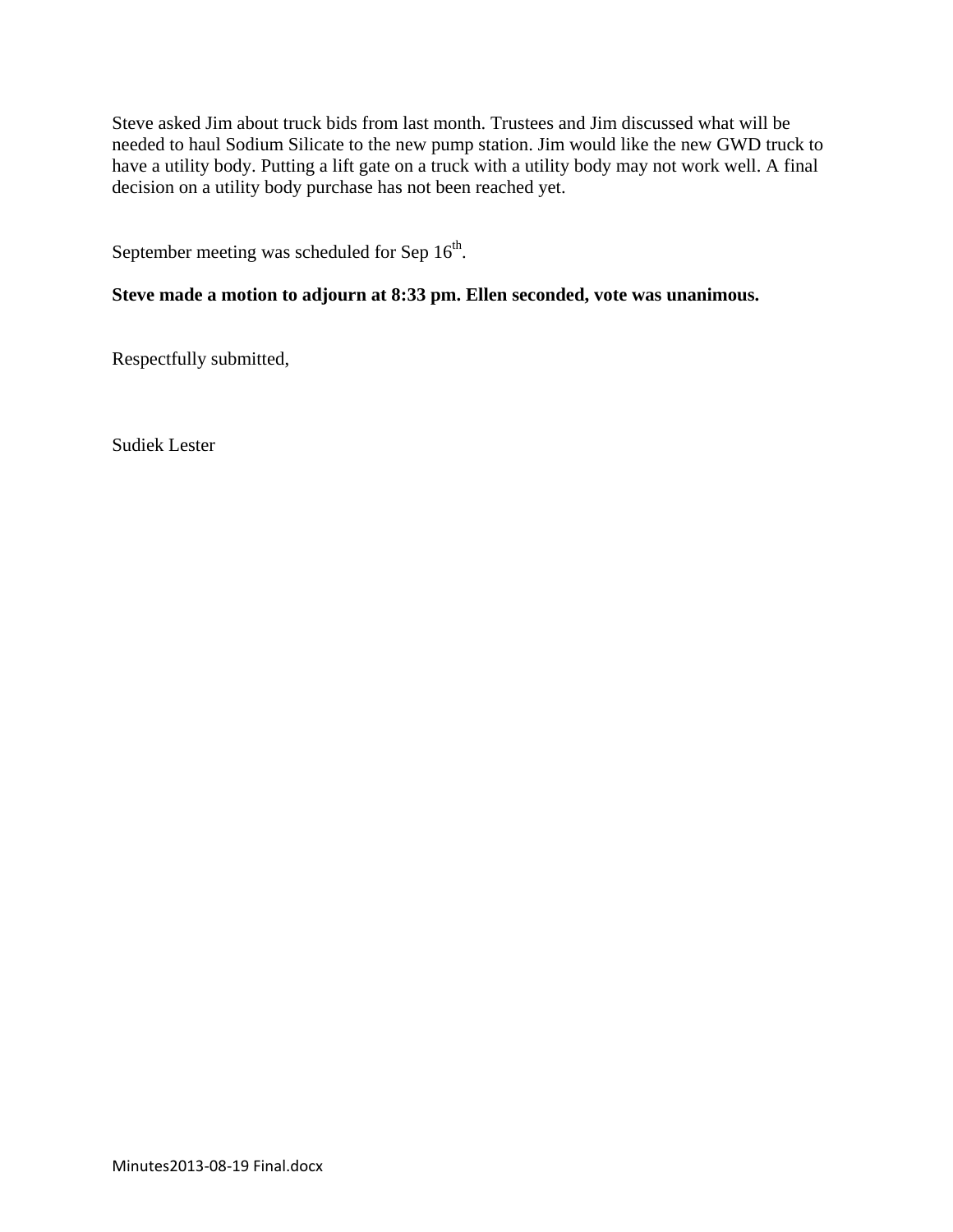Steve asked Jim about truck bids from last month. Trustees and Jim discussed what will be needed to haul Sodium Silicate to the new pump station. Jim would like the new GWD truck to have a utility body. Putting a lift gate on a truck with a utility body may not work well. A final decision on a utility body purchase has not been reached yet.

September meeting was scheduled for Sep 16$^{th}$.

**Steve made a motion to adjourn at 8:33 pm. Ellen seconded, vote was unanimous.**

Respectfully submitted,

Sudiek Lester